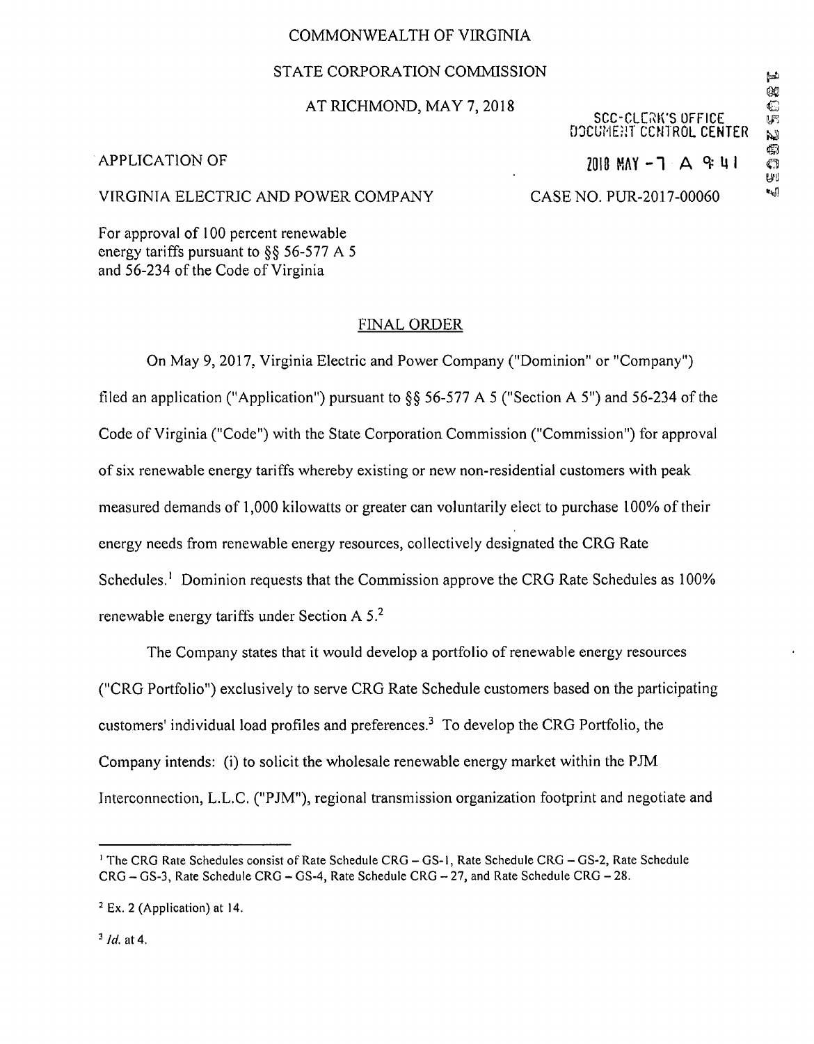COMMONWEALTH OF VIRGINIA

STATE CORPORATION COMMISSION

AT RICHMOND, MAY 7, 2018

SCC-CLERK'S OFFICE
DOCUMENT CONTROL CENTER

2018 MAY -7 A 9:41

APPLICATION OF

VIRGINIA ELECTRIC AND POWER COMPANY

CASE NO. PUR-2017-00060

For approval of 100 percent renewable energy tariffs pursuant to §§ 56-577 A 5 and 56-234 of the Code of Virginia

## FINAL ORDER

On May 9, 2017, Virginia Electric and Power Company ("Dominion" or "Company") filed an application ("Application") pursuant to §§ 56-577 A 5 ("Section A 5") and 56-234 of the Code of Virginia ("Code") with the State Corporation Commission ("Commission") for approval of six renewable energy tariffs whereby existing or new non-residential customers with peak measured demands of 1,000 kilowatts or greater can voluntarily elect to purchase 100% of their energy needs from renewable energy resources, collectively designated the CRG Rate Schedules.[1] Dominion requests that the Commission approve the CRG Rate Schedules as 100% renewable energy tariffs under Section A 5.[2]

The Company states that it would develop a portfolio of renewable energy resources ("CRG Portfolio") exclusively to serve CRG Rate Schedule customers based on the participating customers' individual load profiles and preferences.[3] To develop the CRG Portfolio, the Company intends: (i) to solicit the wholesale renewable energy market within the PJM Interconnection, L.L.C. ("PJM"), regional transmission organization footprint and negotiate and

---

[1] The CRG Rate Schedules consist of Rate Schedule CRG – GS-1, Rate Schedule CRG – GS-2, Rate Schedule CRG – GS-3, Rate Schedule CRG – GS-4, Rate Schedule CRG – 27, and Rate Schedule CRG – 28.

[2] Ex. 2 (Application) at 14.

[3] *Id.* at 4.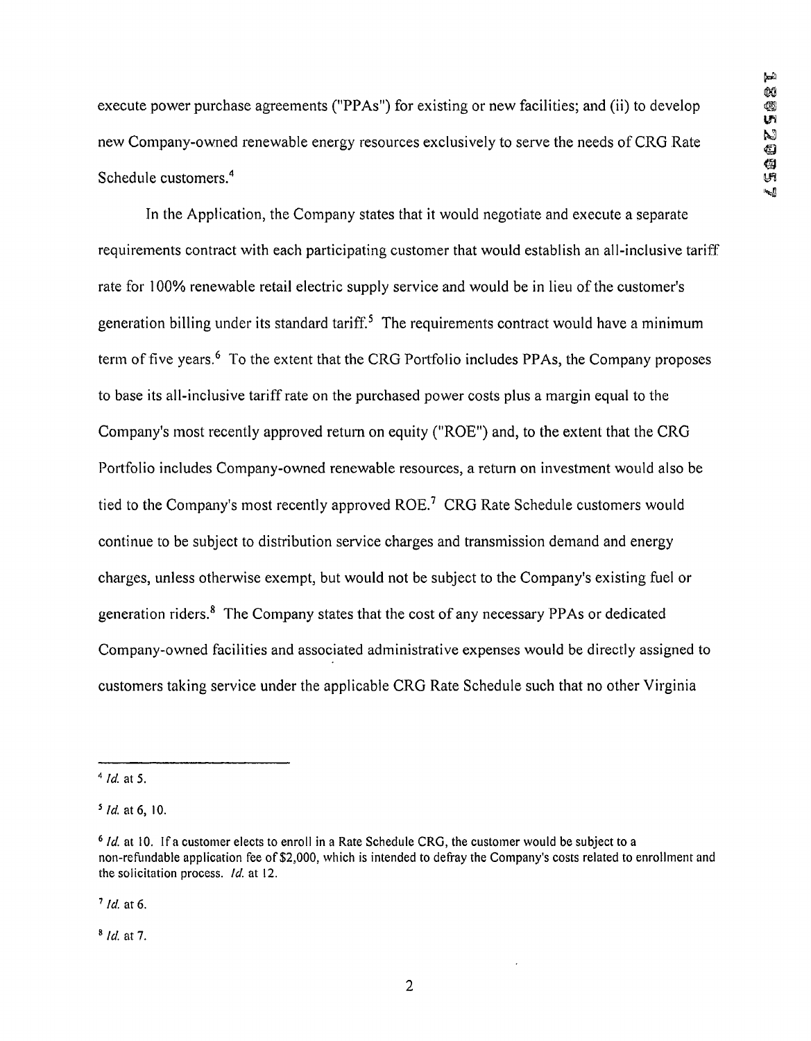execute power purchase agreements ("PPAs") for existing or new facilities; and (ii) to develop new Company-owned renewable energy resources exclusively to serve the needs of CRG Rate Schedule customers.[4]

In the Application, the Company states that it would negotiate and execute a separate requirements contract with each participating customer that would establish an all-inclusive tariff rate for 100% renewable retail electric supply service and would be in lieu of the customer's generation billing under its standard tariff.[5] The requirements contract would have a minimum term of five years.[6] To the extent that the CRG Portfolio includes PPAs, the Company proposes to base its all-inclusive tariff rate on the purchased power costs plus a margin equal to the Company's most recently approved return on equity ("ROE") and, to the extent that the CRG Portfolio includes Company-owned renewable resources, a return on investment would also be tied to the Company's most recently approved ROE.[7] CRG Rate Schedule customers would continue to be subject to distribution service charges and transmission demand and energy charges, unless otherwise exempt, but would not be subject to the Company's existing fuel or generation riders.[8] The Company states that the cost of any necessary PPAs or dedicated Company-owned facilities and associated administrative expenses would be directly assigned to customers taking service under the applicable CRG Rate Schedule such that no other Virginia

---

[4] *Id.* at 5.

[5] *Id.* at 6, 10.

[6] *Id.* at 10. If a customer elects to enroll in a Rate Schedule CRG, the customer would be subject to a non-refundable application fee of $2,000, which is intended to defray the Company's costs related to enrollment and the solicitation process. *Id.* at 12.

[7] *Id.* at 6.

[8] *Id.* at 7.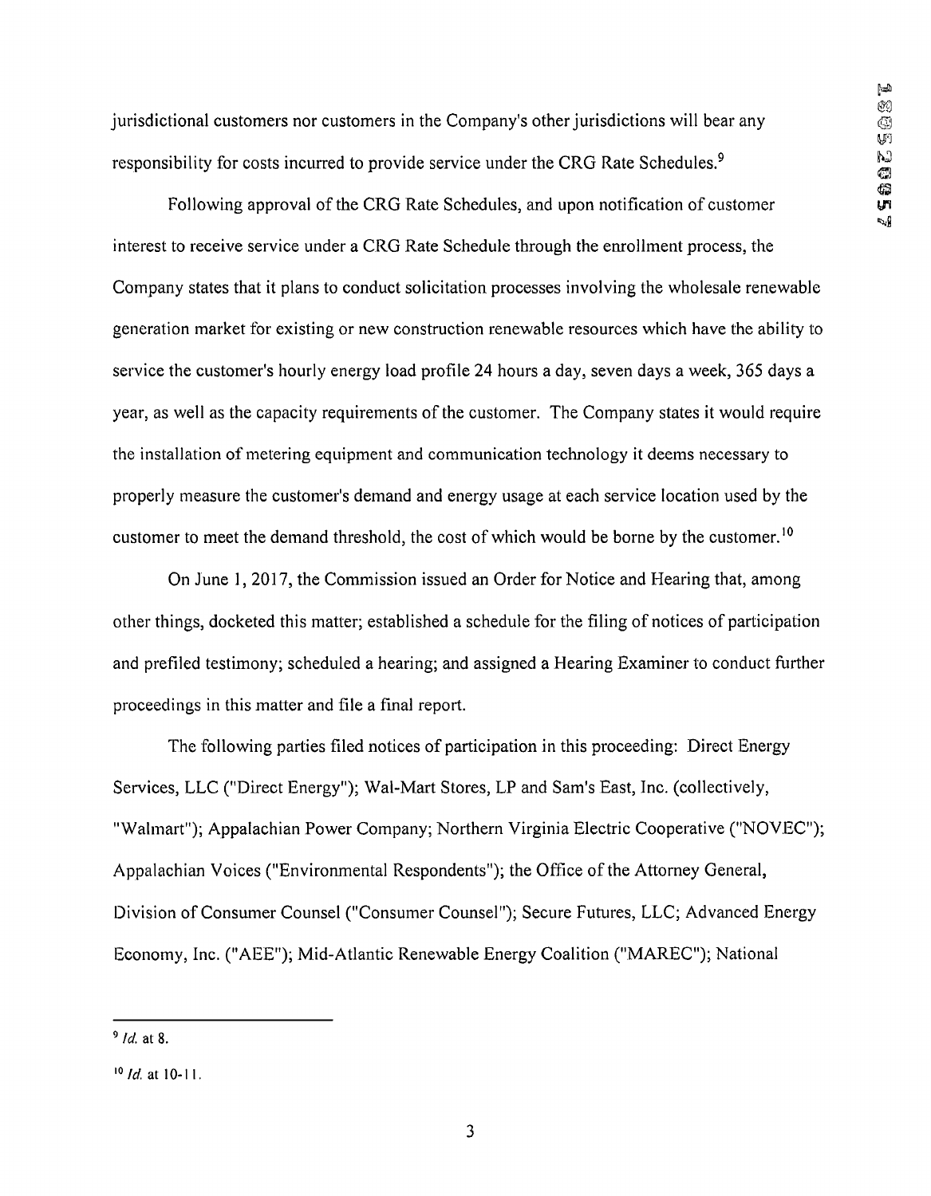jurisdictional customers nor customers in the Company's other jurisdictions will bear any responsibility for costs incurred to provide service under the CRG Rate Schedules.[9]

Following approval of the CRG Rate Schedules, and upon notification of customer interest to receive service under a CRG Rate Schedule through the enrollment process, the Company states that it plans to conduct solicitation processes involving the wholesale renewable generation market for existing or new construction renewable resources which have the ability to service the customer's hourly energy load profile 24 hours a day, seven days a week, 365 days a year, as well as the capacity requirements of the customer. The Company states it would require the installation of metering equipment and communication technology it deems necessary to properly measure the customer's demand and energy usage at each service location used by the customer to meet the demand threshold, the cost of which would be borne by the customer.[10]

On June 1, 2017, the Commission issued an Order for Notice and Hearing that, among other things, docketed this matter; established a schedule for the filing of notices of participation and prefiled testimony; scheduled a hearing; and assigned a Hearing Examiner to conduct further proceedings in this matter and file a final report.

The following parties filed notices of participation in this proceeding: Direct Energy Services, LLC ("Direct Energy"); Wal-Mart Stores, LP and Sam's East, Inc. (collectively, "Walmart"); Appalachian Power Company; Northern Virginia Electric Cooperative ("NOVEC"); Appalachian Voices ("Environmental Respondents"); the Office of the Attorney General, Division of Consumer Counsel ("Consumer Counsel"); Secure Futures, LLC; Advanced Energy Economy, Inc. ("AEE"); Mid-Atlantic Renewable Energy Coalition ("MAREC"); National

---

[9] *Id.* at 8.

[10] *Id.* at 10-11.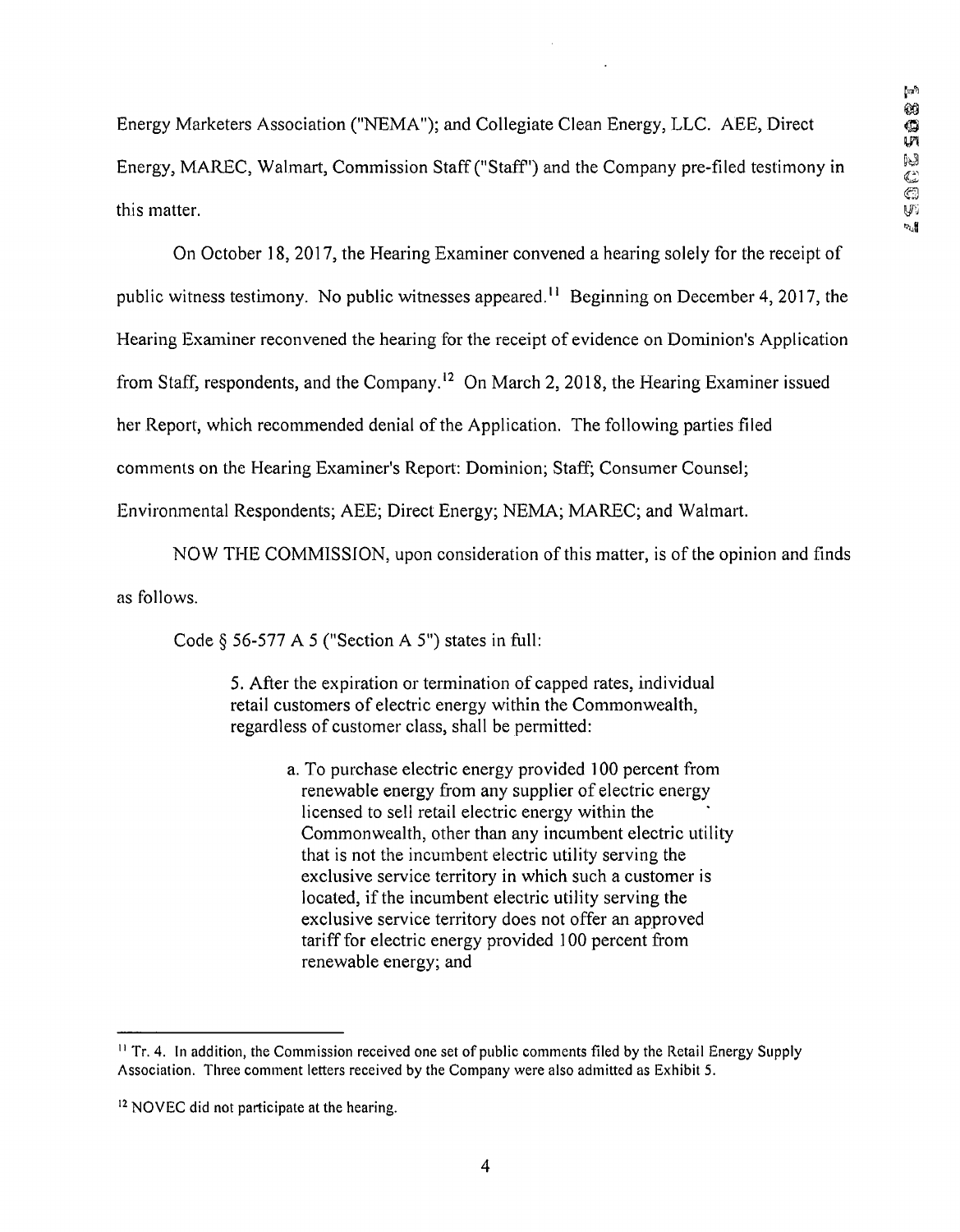Energy Marketers Association ("NEMA"); and Collegiate Clean Energy, LLC. AEE, Direct Energy, MAREC, Walmart, Commission Staff ("Staff") and the Company pre-filed testimony in this matter.

On October 18, 2017, the Hearing Examiner convened a hearing solely for the receipt of public witness testimony. No public witnesses appeared.[11] Beginning on December 4, 2017, the Hearing Examiner reconvened the hearing for the receipt of evidence on Dominion's Application from Staff, respondents, and the Company.[12] On March 2, 2018, the Hearing Examiner issued her Report, which recommended denial of the Application. The following parties filed comments on the Hearing Examiner's Report: Dominion; Staff; Consumer Counsel; Environmental Respondents; AEE; Direct Energy; NEMA; MAREC; and Walmart.

NOW THE COMMISSION, upon consideration of this matter, is of the opinion and finds as follows.

Code § 56-577 A 5 ("Section A 5") states in full:

> 5. After the expiration or termination of capped rates, individual retail customers of electric energy within the Commonwealth, regardless of customer class, shall be permitted:
>
> > a. To purchase electric energy provided 100 percent from renewable energy from any supplier of electric energy licensed to sell retail electric energy within the Commonwealth, other than any incumbent electric utility that is not the incumbent electric utility serving the exclusive service territory in which such a customer is located, if the incumbent electric utility serving the exclusive service territory does not offer an approved tariff for electric energy provided 100 percent from renewable energy; and

---

[11] Tr. 4. In addition, the Commission received one set of public comments filed by the Retail Energy Supply Association. Three comment letters received by the Company were also admitted as Exhibit 5.

[12] NOVEC did not participate at the hearing.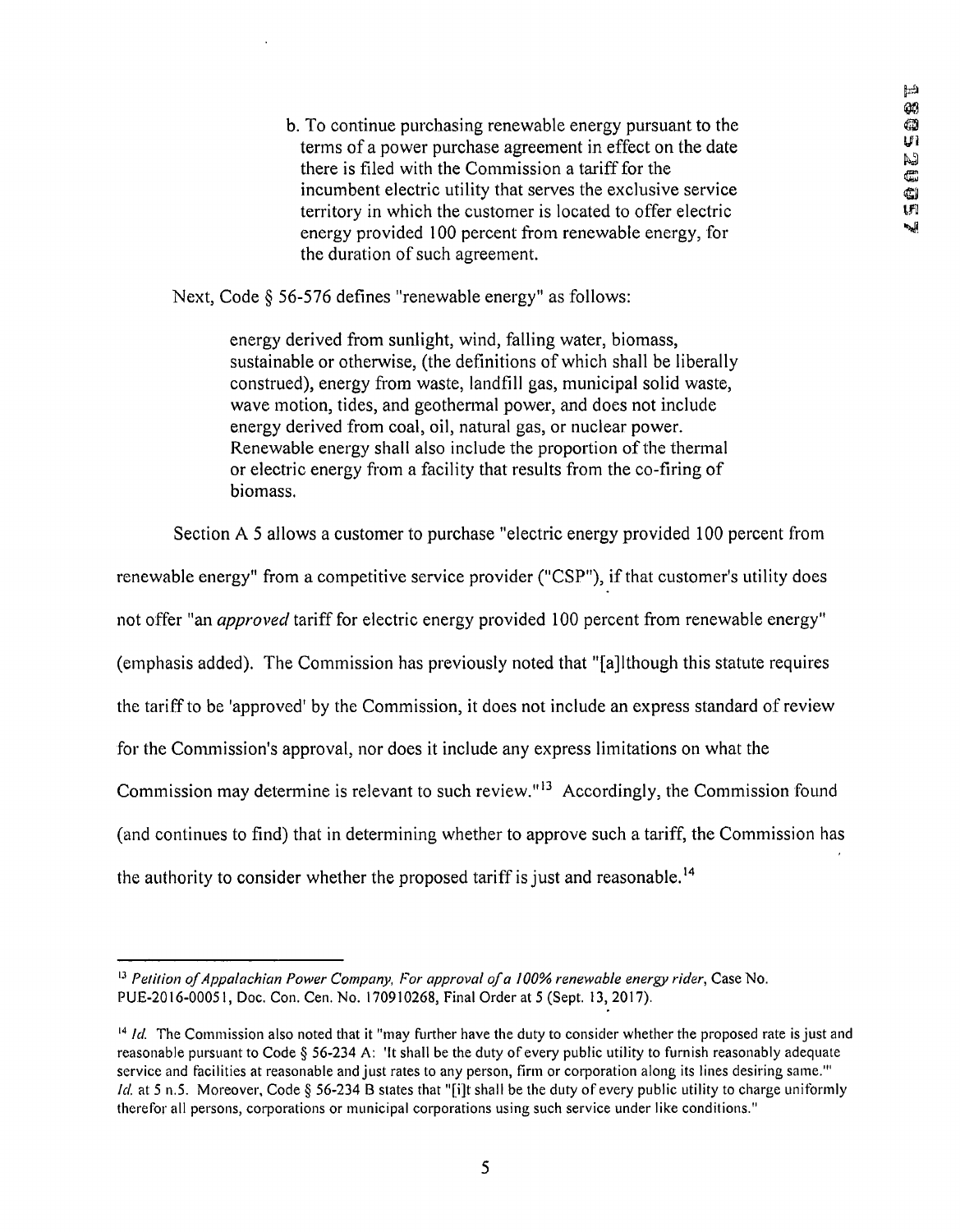> b. To continue purchasing renewable energy pursuant to the terms of a power purchase agreement in effect on the date there is filed with the Commission a tariff for the incumbent electric utility that serves the exclusive service territory in which the customer is located to offer electric energy provided 100 percent from renewable energy, for the duration of such agreement.

Next, Code § 56-576 defines "renewable energy" as follows:

> energy derived from sunlight, wind, falling water, biomass, sustainable or otherwise, (the definitions of which shall be liberally construed), energy from waste, landfill gas, municipal solid waste, wave motion, tides, and geothermal power, and does not include energy derived from coal, oil, natural gas, or nuclear power. Renewable energy shall also include the proportion of the thermal or electric energy from a facility that results from the co-firing of biomass.

Section A 5 allows a customer to purchase "electric energy provided 100 percent from renewable energy" from a competitive service provider ("CSP"), if that customer's utility does not offer "an *approved* tariff for electric energy provided 100 percent from renewable energy" (emphasis added). The Commission has previously noted that "[a]lthough this statute requires the tariff to be 'approved' by the Commission, it does not include an express standard of review for the Commission's approval, nor does it include any express limitations on what the Commission may determine is relevant to such review."[13] Accordingly, the Commission found (and continues to find) that in determining whether to approve such a tariff, the Commission has the authority to consider whether the proposed tariff is just and reasonable.[14]

---

[13] *Petition of Appalachian Power Company, For approval of a 100% renewable energy rider*, Case No. PUE-2016-00051, Doc. Con. Cen. No. 170910268, Final Order at 5 (Sept. 13, 2017).

[14] *Id.* The Commission also noted that it "may further have the duty to consider whether the proposed rate is just and reasonable pursuant to Code § 56-234 A: 'It shall be the duty of every public utility to furnish reasonably adequate service and facilities at reasonable and just rates to any person, firm or corporation along its lines desiring same.'" *Id.* at 5 n.5. Moreover, Code § 56-234 B states that "[i]t shall be the duty of every public utility to charge uniformly therefor all persons, corporations or municipal corporations using such service under like conditions."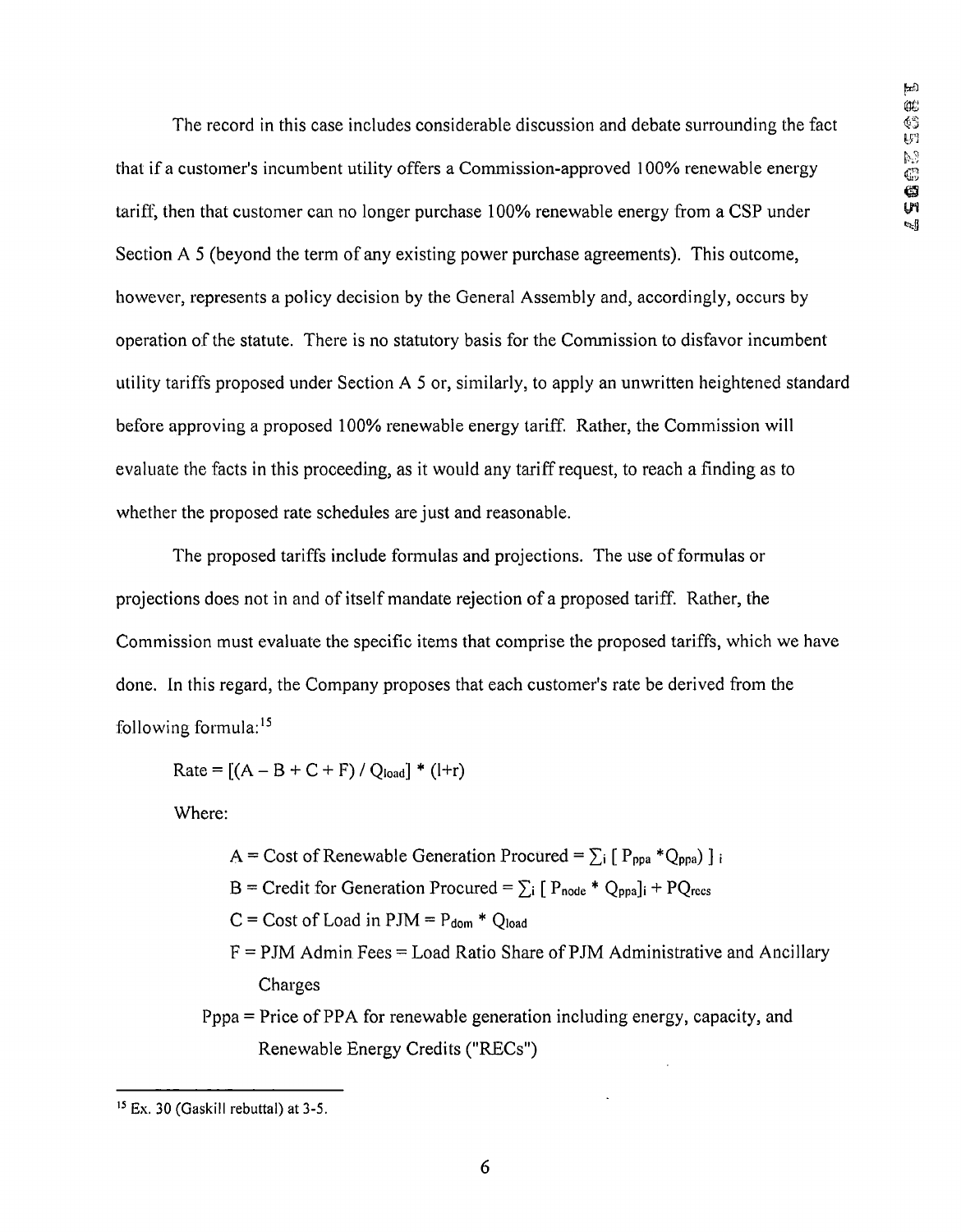The record in this case includes considerable discussion and debate surrounding the fact that if a customer's incumbent utility offers a Commission-approved 100% renewable energy tariff, then that customer can no longer purchase 100% renewable energy from a CSP under Section A 5 (beyond the term of any existing power purchase agreements). This outcome, however, represents a policy decision by the General Assembly and, accordingly, occurs by operation of the statute. There is no statutory basis for the Commission to disfavor incumbent utility tariffs proposed under Section A 5 or, similarly, to apply an unwritten heightened standard before approving a proposed 100% renewable energy tariff. Rather, the Commission will evaluate the facts in this proceeding, as it would any tariff request, to reach a finding as to whether the proposed rate schedules are just and reasonable.

The proposed tariffs include formulas and projections. The use of formulas or projections does not in and of itself mandate rejection of a proposed tariff. Rather, the Commission must evaluate the specific items that comprise the proposed tariffs, which we have done. In this regard, the Company proposes that each customer's rate be derived from the following formula:[15]

$$\text{Rate} = [(A - B + C + F) / Q_{load}] * (1+r)$$

Where:

$A$ = Cost of Renewable Generation Procured = $\sum_i [\, P_{ppa} * Q_{ppa}) \,]_i$

$B$ = Credit for Generation Procured = $\sum_i [\, P_{node} * Q_{ppa}]_i + PQ_{recs}$

$C$ = Cost of Load in PJM = $P_{dom} * Q_{load}$

$F$ = PJM Admin Fees = Load Ratio Share of PJM Administrative and Ancillary Charges

Pppa = Price of PPA for renewable generation including energy, capacity, and Renewable Energy Credits ("RECs")

[15] Ex. 30 (Gaskill rebuttal) at 3-5.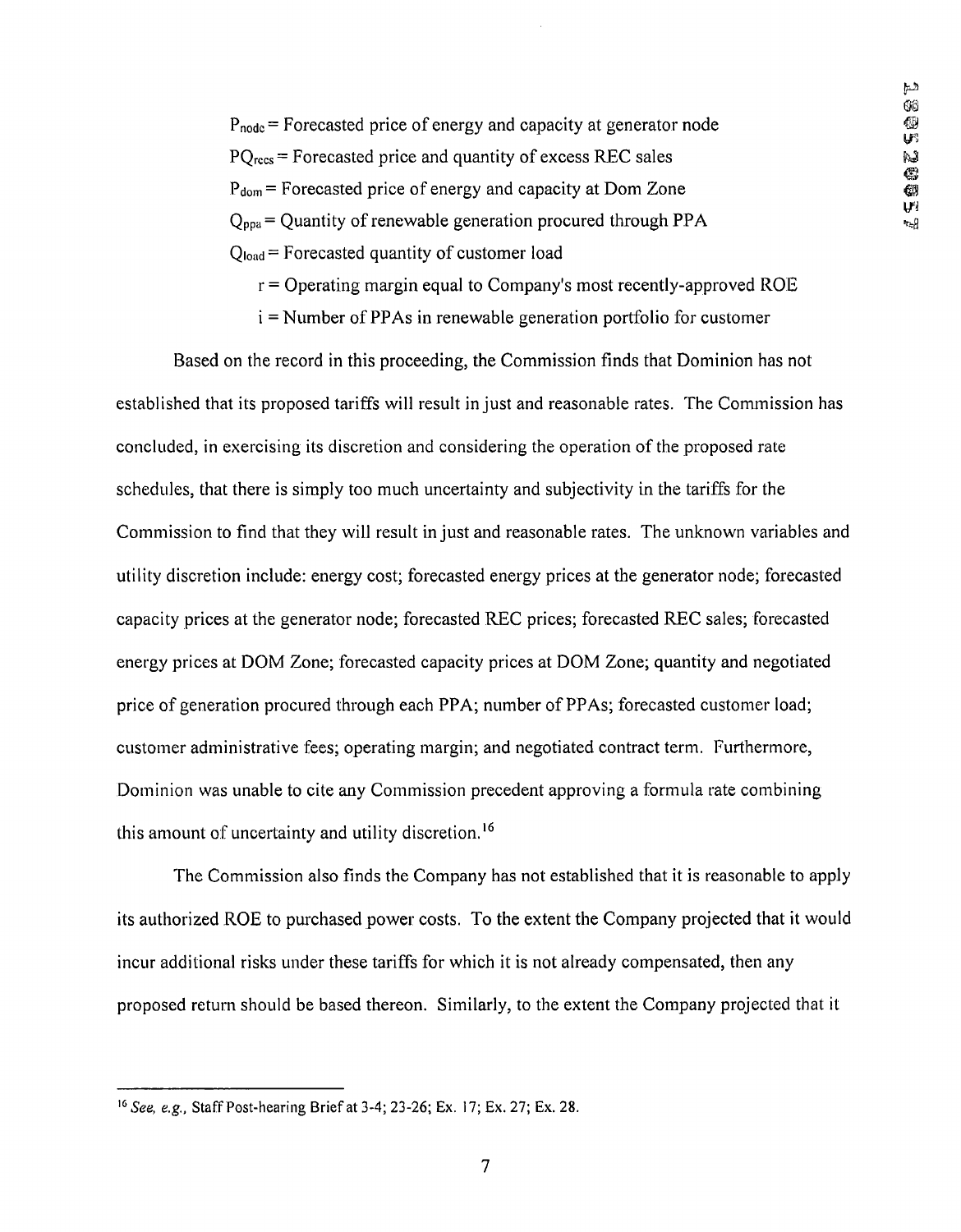$P_{node}$ = Forecasted price of energy and capacity at generator node

$PQ_{recs}$ = Forecasted price and quantity of excess REC sales

$P_{dom}$ = Forecasted price of energy and capacity at Dom Zone

$Q_{ppa}$ = Quantity of renewable generation procured through PPA

$Q_{load}$ = Forecasted quantity of customer load

$r$ = Operating margin equal to Company's most recently-approved ROE

$i$ = Number of PPAs in renewable generation portfolio for customer

Based on the record in this proceeding, the Commission finds that Dominion has not established that its proposed tariffs will result in just and reasonable rates. The Commission has concluded, in exercising its discretion and considering the operation of the proposed rate schedules, that there is simply too much uncertainty and subjectivity in the tariffs for the Commission to find that they will result in just and reasonable rates. The unknown variables and utility discretion include: energy cost; forecasted energy prices at the generator node; forecasted capacity prices at the generator node; forecasted REC prices; forecasted REC sales; forecasted energy prices at DOM Zone; forecasted capacity prices at DOM Zone; quantity and negotiated price of generation procured through each PPA; number of PPAs; forecasted customer load; customer administrative fees; operating margin; and negotiated contract term. Furthermore, Dominion was unable to cite any Commission precedent approving a formula rate combining this amount of uncertainty and utility discretion.[16]

The Commission also finds the Company has not established that it is reasonable to apply its authorized ROE to purchased power costs. To the extent the Company projected that it would incur additional risks under these tariffs for which it is not already compensated, then any proposed return should be based thereon. Similarly, to the extent the Company projected that it

[16] *See, e.g.,* Staff Post-hearing Brief at 3-4; 23-26; Ex. 17; Ex. 27; Ex. 28.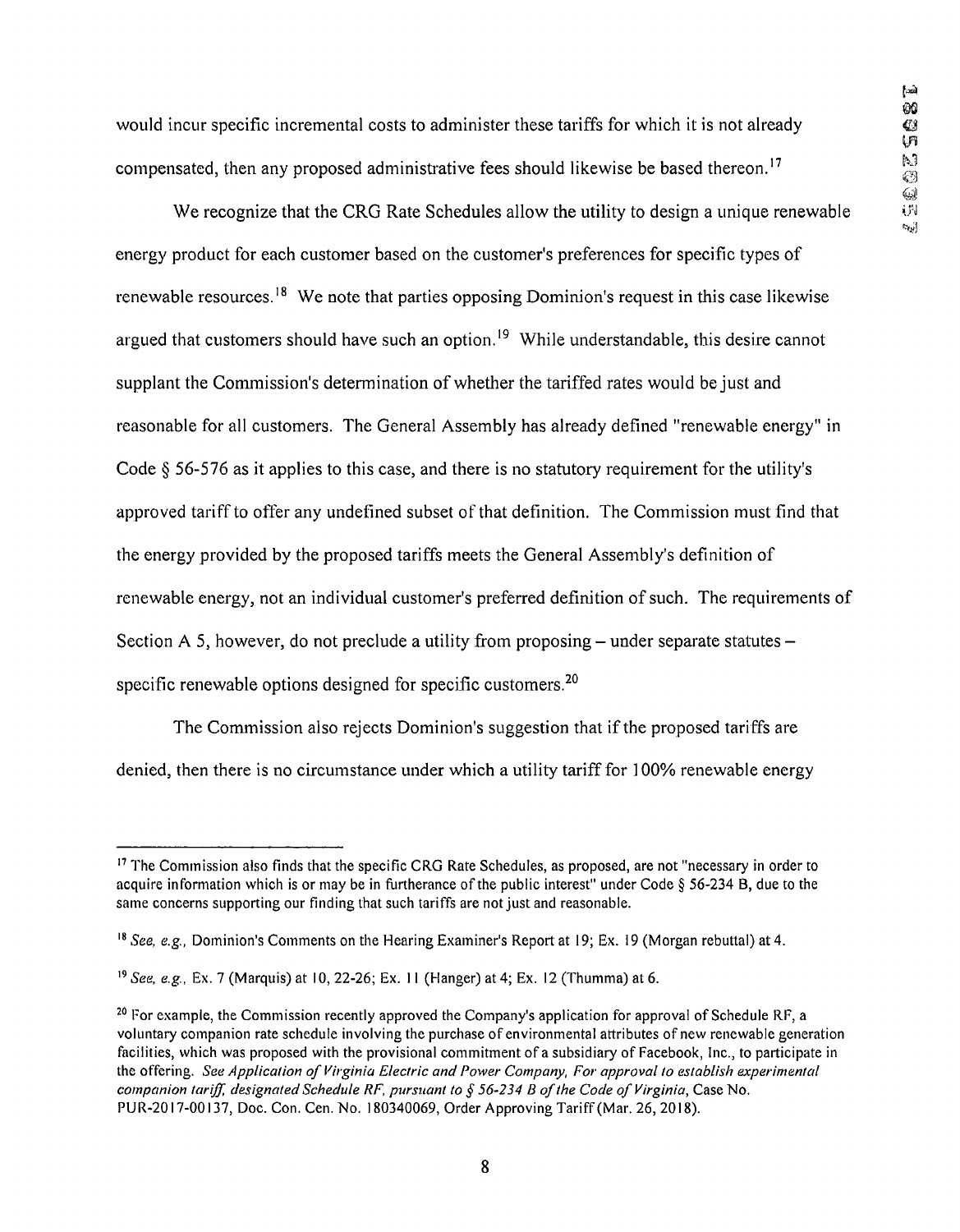would incur specific incremental costs to administer these tariffs for which it is not already compensated, then any proposed administrative fees should likewise be based thereon.[17]

We recognize that the CRG Rate Schedules allow the utility to design a unique renewable energy product for each customer based on the customer's preferences for specific types of renewable resources.[18] We note that parties opposing Dominion's request in this case likewise argued that customers should have such an option.[19] While understandable, this desire cannot supplant the Commission's determination of whether the tariffed rates would be just and reasonable for all customers. The General Assembly has already defined "renewable energy" in Code § 56-576 as it applies to this case, and there is no statutory requirement for the utility's approved tariff to offer any undefined subset of that definition. The Commission must find that the energy provided by the proposed tariffs meets the General Assembly's definition of renewable energy, not an individual customer's preferred definition of such. The requirements of Section A 5, however, do not preclude a utility from proposing – under separate statutes – specific renewable options designed for specific customers.[20]

The Commission also rejects Dominion's suggestion that if the proposed tariffs are denied, then there is no circumstance under which a utility tariff for 100% renewable energy

---

[17] The Commission also finds that the specific CRG Rate Schedules, as proposed, are not "necessary in order to acquire information which is or may be in furtherance of the public interest" under Code § 56-234 B, due to the same concerns supporting our finding that such tariffs are not just and reasonable.

[18] *See, e.g.,* Dominion's Comments on the Hearing Examiner's Report at 19; Ex. 19 (Morgan rebuttal) at 4.

[19] *See, e.g.,* Ex. 7 (Marquis) at 10, 22-26; Ex. 11 (Hanger) at 4; Ex. 12 (Thumma) at 6.

[20] For example, the Commission recently approved the Company's application for approval of Schedule RF, a voluntary companion rate schedule involving the purchase of environmental attributes of new renewable generation facilities, which was proposed with the provisional commitment of a subsidiary of Facebook, Inc., to participate in the offering. *See Application of Virginia Electric and Power Company, For approval to establish experimental companion tariff, designated Schedule RF, pursuant to § 56-234 B of the Code of Virginia*, Case No. PUR-2017-00137, Doc. Con. Cen. No. 180340069, Order Approving Tariff (Mar. 26, 2018).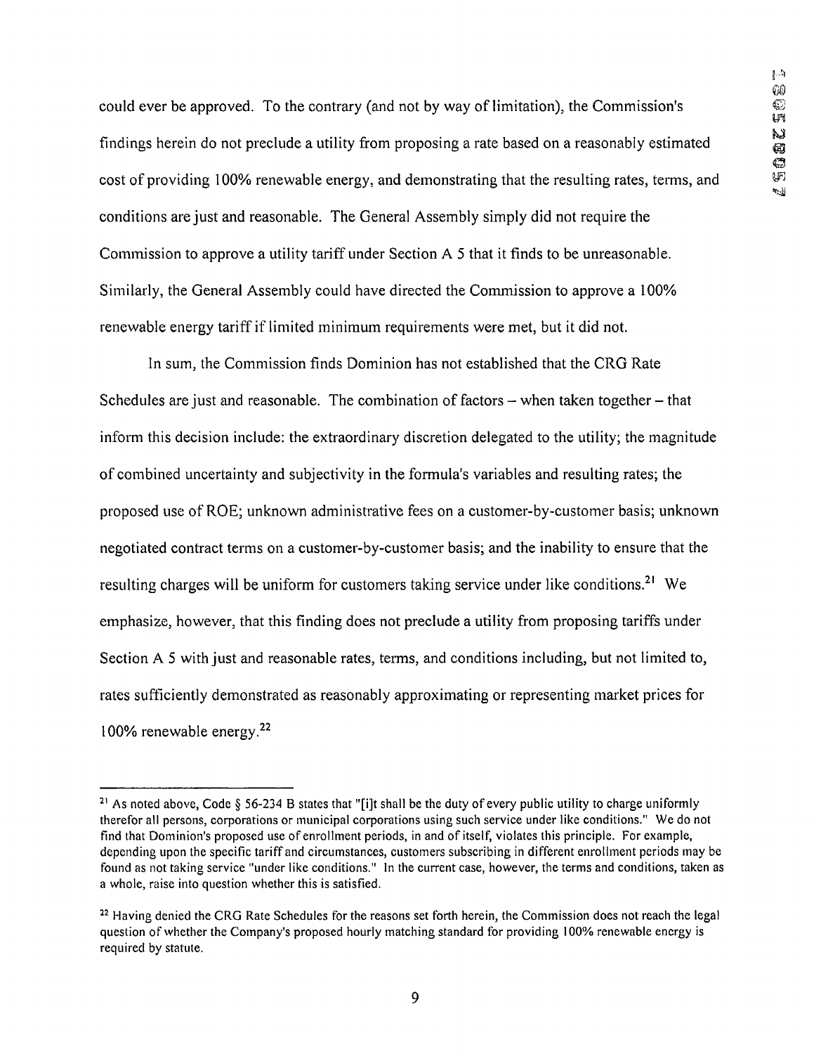could ever be approved. To the contrary (and not by way of limitation), the Commission's findings herein do not preclude a utility from proposing a rate based on a reasonably estimated cost of providing 100% renewable energy, and demonstrating that the resulting rates, terms, and conditions are just and reasonable. The General Assembly simply did not require the Commission to approve a utility tariff under Section A 5 that it finds to be unreasonable. Similarly, the General Assembly could have directed the Commission to approve a 100% renewable energy tariff if limited minimum requirements were met, but it did not.

In sum, the Commission finds Dominion has not established that the CRG Rate Schedules are just and reasonable. The combination of factors – when taken together – that inform this decision include: the extraordinary discretion delegated to the utility; the magnitude of combined uncertainty and subjectivity in the formula's variables and resulting rates; the proposed use of ROE; unknown administrative fees on a customer-by-customer basis; unknown negotiated contract terms on a customer-by-customer basis; and the inability to ensure that the resulting charges will be uniform for customers taking service under like conditions.[21] We emphasize, however, that this finding does not preclude a utility from proposing tariffs under Section A 5 with just and reasonable rates, terms, and conditions including, but not limited to, rates sufficiently demonstrated as reasonably approximating or representing market prices for 100% renewable energy.[22]

---

[21] As noted above, Code § 56-234 B states that "[i]t shall be the duty of every public utility to charge uniformly therefor all persons, corporations or municipal corporations using such service under like conditions." We do not find that Dominion's proposed use of enrollment periods, in and of itself, violates this principle. For example, depending upon the specific tariff and circumstances, customers subscribing in different enrollment periods may be found as not taking service "under like conditions." In the current case, however, the terms and conditions, taken as a whole, raise into question whether this is satisfied.

[22] Having denied the CRG Rate Schedules for the reasons set forth herein, the Commission does not reach the legal question of whether the Company's proposed hourly matching standard for providing 100% renewable energy is required by statute.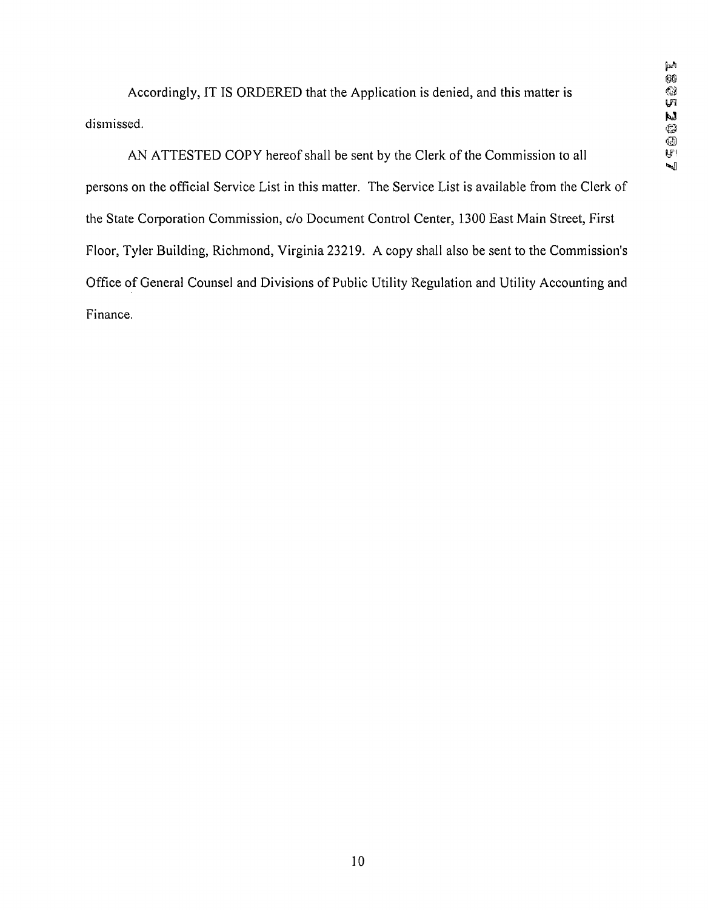Accordingly, IT IS ORDERED that the Application is denied, and this matter is dismissed.

AN ATTESTED COPY hereof shall be sent by the Clerk of the Commission to all persons on the official Service List in this matter. The Service List is available from the Clerk of the State Corporation Commission, c/o Document Control Center, 1300 East Main Street, First Floor, Tyler Building, Richmond, Virginia 23219. A copy shall also be sent to the Commission's Office of General Counsel and Divisions of Public Utility Regulation and Utility Accounting and Finance.